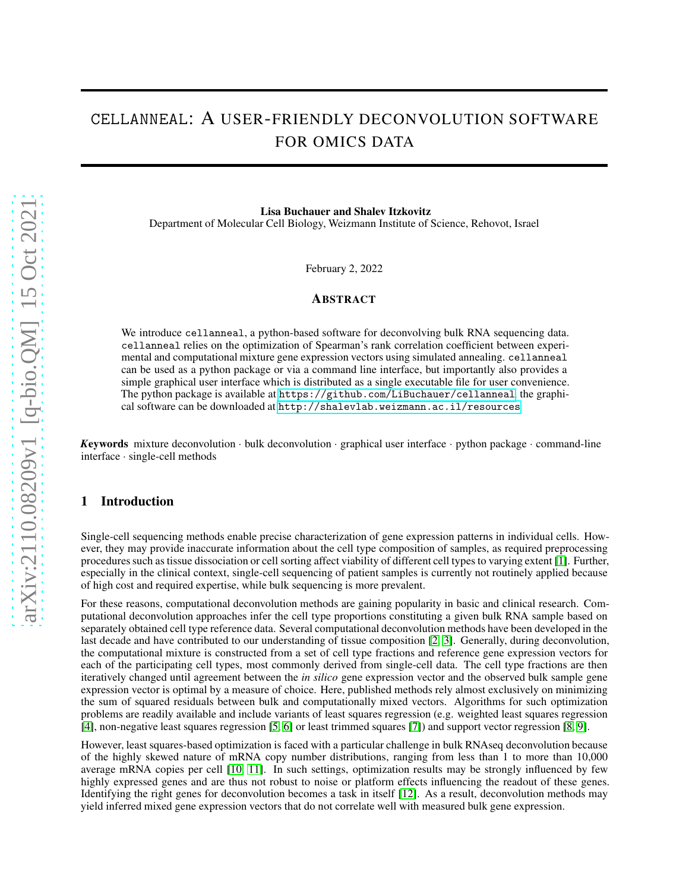# cellanneal: A USER-FRIENDLY DECONVOLUTION SOFTWARE FOR OMICS DATA

**Lisa Buchauer and Shalev Itzkovitz**
Department of Molecular Cell Biology, Weizmann Institute of Science, Rehovot, Israel

February 2, 2022

## Abstract

We introduce `cellanneal`, a python-based software for deconvolving bulk RNA sequencing data. `cellanneal` relies on the optimization of Spearman's rank correlation coefficient between experimental and computational mixture gene expression vectors using simulated annealing. `cellanneal` can be used as a python package or via a command line interface, but importantly also provides a simple graphical user interface which is distributed as a single executable file for user convenience. The python package is available at https://github.com/LiBuchauer/cellanneal, the graphical software can be downloaded at http://shalevlab.weizmann.ac.il/resources.

***Keywords*** mixture deconvolution · bulk deconvolution · graphical user interface · python package · command-line interface · single-cell methods

## 1 Introduction

Single-cell sequencing methods enable precise characterization of gene expression patterns in individual cells. However, they may provide inaccurate information about the cell type composition of samples, as required preprocessing procedures such as tissue dissociation or cell sorting affect viability of different cell types to varying extent [1]. Further, especially in the clinical context, single-cell sequencing of patient samples is currently not routinely applied because of high cost and required expertise, while bulk sequencing is more prevalent.

For these reasons, computational deconvolution methods are gaining popularity in basic and clinical research. Computational deconvolution approaches infer the cell type proportions constituting a given bulk RNA sample based on separately obtained cell type reference data. Several computational deconvolution methods have been developed in the last decade and have contributed to our understanding of tissue composition [2, 3]. Generally, during deconvolution, the computational mixture is constructed from a set of cell type fractions and reference gene expression vectors for each of the participating cell types, most commonly derived from single-cell data. The cell type fractions are then iteratively changed until agreement between the *in silico* gene expression vector and the observed bulk sample gene expression vector is optimal by a measure of choice. Here, published methods rely almost exclusively on minimizing the sum of squared residuals between bulk and computationally mixed vectors. Algorithms for such optimization problems are readily available and include variants of least squares regression (e.g. weighted least squares regression [4], non-negative least squares regression [5, 6] or least trimmed squares [7]) and support vector regression [8, 9].

However, least squares-based optimization is faced with a particular challenge in bulk RNAseq deconvolution because of the highly skewed nature of mRNA copy number distributions, ranging from less than 1 to more than 10,000 average mRNA copies per cell [10, 11]. In such settings, optimization results may be strongly influenced by few highly expressed genes and are thus not robust to noise or platform effects influencing the readout of these genes. Identifying the right genes for deconvolution becomes a task in itself [12]. As a result, deconvolution methods may yield inferred mixed gene expression vectors that do not correlate well with measured bulk gene expression.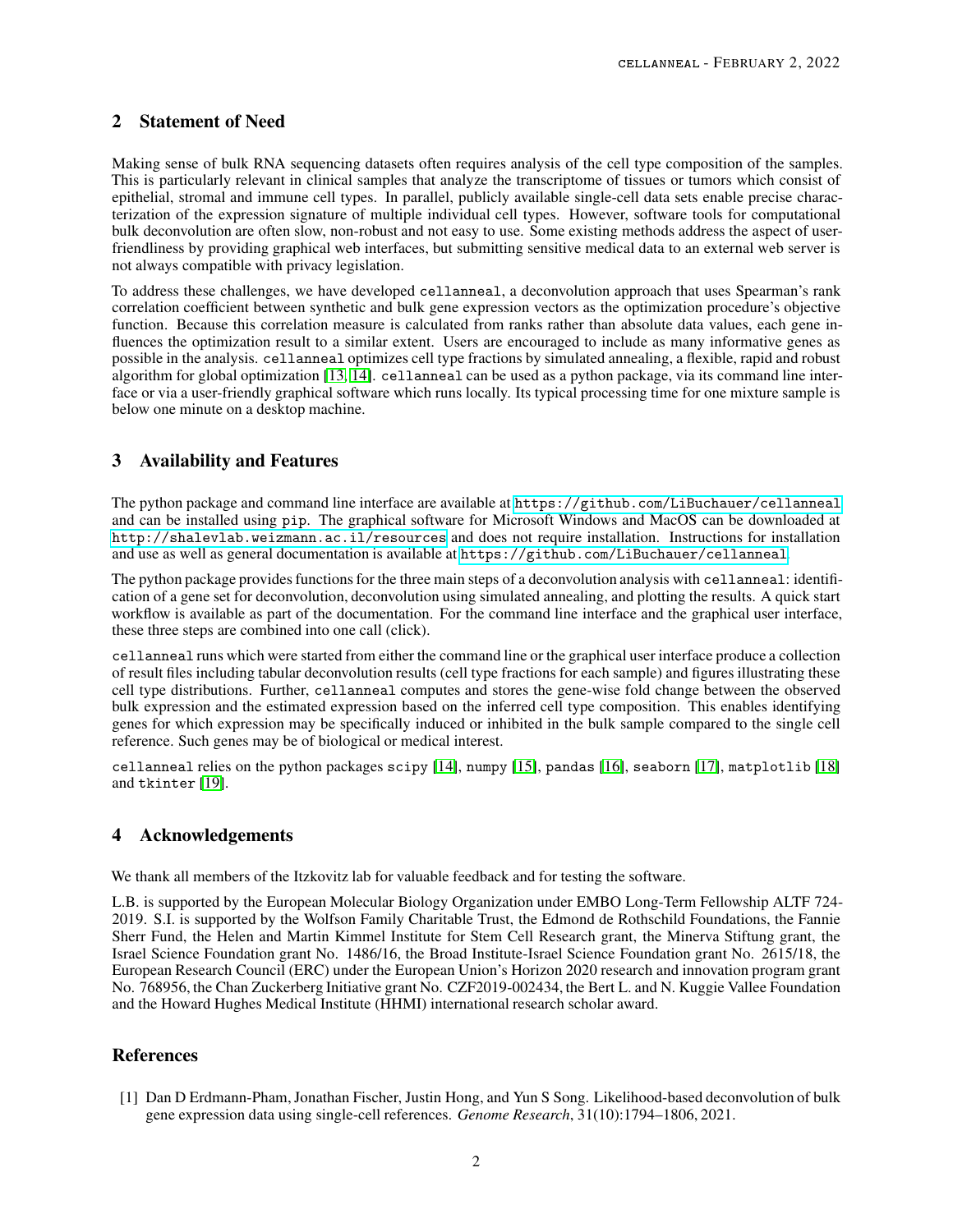## 2 Statement of Need

Making sense of bulk RNA sequencing datasets often requires analysis of the cell type composition of the samples. This is particularly relevant in clinical samples that analyze the transcriptome of tissues or tumors which consist of epithelial, stromal and immune cell types. In parallel, publicly available single-cell data sets enable precise characterization of the expression signature of multiple individual cell types. However, software tools for computational bulk deconvolution are often slow, non-robust and not easy to use. Some existing methods address the aspect of user-friendliness by providing graphical web interfaces, but submitting sensitive medical data to an external web server is not always compatible with privacy legislation.

To address these challenges, we have developed `cellanneal`, a deconvolution approach that uses Spearman's rank correlation coefficient between synthetic and bulk gene expression vectors as the optimization procedure's objective function. Because this correlation measure is calculated from ranks rather than absolute data values, each gene influences the optimization result to a similar extent. Users are encouraged to include as many informative genes as possible in the analysis. `cellanneal` optimizes cell type fractions by simulated annealing, a flexible, rapid and robust algorithm for global optimization [13, 14]. `cellanneal` can be used as a python package, via its command line interface or via a user-friendly graphical software which runs locally. Its typical processing time for one mixture sample is below one minute on a desktop machine.

## 3 Availability and Features

The python package and command line interface are available at https://github.com/LiBuchauer/cellanneal and can be installed using `pip`. The graphical software for Microsoft Windows and MacOS can be downloaded at http://shalevlab.weizmann.ac.il/resources and does not require installation. Instructions for installation and use as well as general documentation is available at https://github.com/LiBuchauer/cellanneal.

The python package provides functions for the three main steps of a deconvolution analysis with `cellanneal`: identification of a gene set for deconvolution, deconvolution using simulated annealing, and plotting the results. A quick start workflow is available as part of the documentation. For the command line interface and the graphical user interface, these three steps are combined into one call (click).

`cellanneal` runs which were started from either the command line or the graphical user interface produce a collection of result files including tabular deconvolution results (cell type fractions for each sample) and figures illustrating these cell type distributions. Further, `cellanneal` computes and stores the gene-wise fold change between the observed bulk expression and the estimated expression based on the inferred cell type composition. This enables identifying genes for which expression may be specifically induced or inhibited in the bulk sample compared to the single cell reference. Such genes may be of biological or medical interest.

`cellanneal` relies on the python packages `scipy` [14], `numpy` [15], `pandas` [16], `seaborn` [17], `matplotlib` [18] and `tkinter` [19].

## 4 Acknowledgements

We thank all members of the Itzkovitz lab for valuable feedback and for testing the software.

L.B. is supported by the European Molecular Biology Organization under EMBO Long-Term Fellowship ALTF 724-2019. S.I. is supported by the Wolfson Family Charitable Trust, the Edmond de Rothschild Foundations, the Fannie Sherr Fund, the Helen and Martin Kimmel Institute for Stem Cell Research grant, the Minerva Stiftung grant, the Israel Science Foundation grant No. 1486/16, the Broad Institute-Israel Science Foundation grant No. 2615/18, the European Research Council (ERC) under the European Union's Horizon 2020 research and innovation program grant No. 768956, the Chan Zuckerberg Initiative grant No. CZF2019-002434, the Bert L. and N. Kuggie Vallee Foundation and the Howard Hughes Medical Institute (HHMI) international research scholar award.

## References

[1] Dan D Erdmann-Pham, Jonathan Fischer, Justin Hong, and Yun S Song. Likelihood-based deconvolution of bulk gene expression data using single-cell references. *Genome Research*, 31(10):1794–1806, 2021.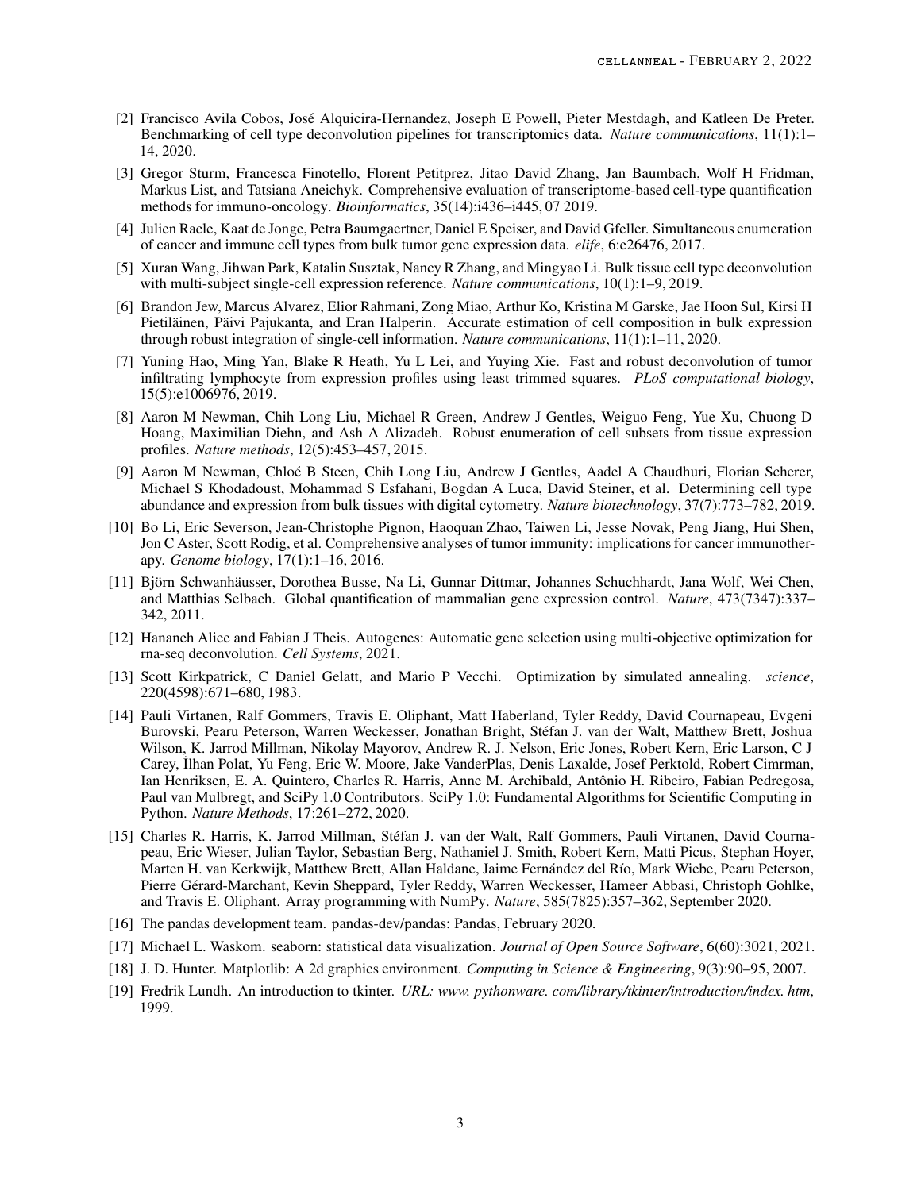[2] Francisco Avila Cobos, José Alquicira-Hernandez, Joseph E Powell, Pieter Mestdagh, and Katleen De Preter. Benchmarking of cell type deconvolution pipelines for transcriptomics data. *Nature communications*, 11(1):1–14, 2020.

[3] Gregor Sturm, Francesca Finotello, Florent Petitprez, Jitao David Zhang, Jan Baumbach, Wolf H Fridman, Markus List, and Tatsiana Aneichyk. Comprehensive evaluation of transcriptome-based cell-type quantification methods for immuno-oncology. *Bioinformatics*, 35(14):i436–i445, 07 2019.

[4] Julien Racle, Kaat de Jonge, Petra Baumgaertner, Daniel E Speiser, and David Gfeller. Simultaneous enumeration of cancer and immune cell types from bulk tumor gene expression data. *elife*, 6:e26476, 2017.

[5] Xuran Wang, Jihwan Park, Katalin Susztak, Nancy R Zhang, and Mingyao Li. Bulk tissue cell type deconvolution with multi-subject single-cell expression reference. *Nature communications*, 10(1):1–9, 2019.

[6] Brandon Jew, Marcus Alvarez, Elior Rahmani, Zong Miao, Arthur Ko, Kristina M Garske, Jae Hoon Sul, Kirsi H Pietiläinen, Päivi Pajukanta, and Eran Halperin. Accurate estimation of cell composition in bulk expression through robust integration of single-cell information. *Nature communications*, 11(1):1–11, 2020.

[7] Yuning Hao, Ming Yan, Blake R Heath, Yu L Lei, and Yuying Xie. Fast and robust deconvolution of tumor infiltrating lymphocyte from expression profiles using least trimmed squares. *PLoS computational biology*, 15(5):e1006976, 2019.

[8] Aaron M Newman, Chih Long Liu, Michael R Green, Andrew J Gentles, Weiguo Feng, Yue Xu, Chuong D Hoang, Maximilian Diehn, and Ash A Alizadeh. Robust enumeration of cell subsets from tissue expression profiles. *Nature methods*, 12(5):453–457, 2015.

[9] Aaron M Newman, Chloé B Steen, Chih Long Liu, Andrew J Gentles, Aadel A Chaudhuri, Florian Scherer, Michael S Khodadoust, Mohammad S Esfahani, Bogdan A Luca, David Steiner, et al. Determining cell type abundance and expression from bulk tissues with digital cytometry. *Nature biotechnology*, 37(7):773–782, 2019.

[10] Bo Li, Eric Severson, Jean-Christophe Pignon, Haoquan Zhao, Taiwen Li, Jesse Novak, Peng Jiang, Hui Shen, Jon C Aster, Scott Rodig, et al. Comprehensive analyses of tumor immunity: implications for cancer immunotherapy. *Genome biology*, 17(1):1–16, 2016.

[11] Björn Schwanhäusser, Dorothea Busse, Na Li, Gunnar Dittmar, Johannes Schuchhardt, Jana Wolf, Wei Chen, and Matthias Selbach. Global quantification of mammalian gene expression control. *Nature*, 473(7347):337–342, 2011.

[12] Hananeh Aliee and Fabian J Theis. Autogenes: Automatic gene selection using multi-objective optimization for rna-seq deconvolution. *Cell Systems*, 2021.

[13] Scott Kirkpatrick, C Daniel Gelatt, and Mario P Vecchi. Optimization by simulated annealing. *science*, 220(4598):671–680, 1983.

[14] Pauli Virtanen, Ralf Gommers, Travis E. Oliphant, Matt Haberland, Tyler Reddy, David Cournapeau, Evgeni Burovski, Pearu Peterson, Warren Weckesser, Jonathan Bright, Stéfan J. van der Walt, Matthew Brett, Joshua Wilson, K. Jarrod Millman, Nikolay Mayorov, Andrew R. J. Nelson, Eric Jones, Robert Kern, Eric Larson, C J Carey, İlhan Polat, Yu Feng, Eric W. Moore, Jake VanderPlas, Denis Laxalde, Josef Perktold, Robert Cimrman, Ian Henriksen, E. A. Quintero, Charles R. Harris, Anne M. Archibald, Antônio H. Ribeiro, Fabian Pedregosa, Paul van Mulbregt, and SciPy 1.0 Contributors. SciPy 1.0: Fundamental Algorithms for Scientific Computing in Python. *Nature Methods*, 17:261–272, 2020.

[15] Charles R. Harris, K. Jarrod Millman, Stéfan J. van der Walt, Ralf Gommers, Pauli Virtanen, David Cournapeau, Eric Wieser, Julian Taylor, Sebastian Berg, Nathaniel J. Smith, Robert Kern, Matti Picus, Stephan Hoyer, Marten H. van Kerkwijk, Matthew Brett, Allan Haldane, Jaime Fernández del Río, Mark Wiebe, Pearu Peterson, Pierre Gérard-Marchant, Kevin Sheppard, Tyler Reddy, Warren Weckesser, Hameer Abbasi, Christoph Gohlke, and Travis E. Oliphant. Array programming with NumPy. *Nature*, 585(7825):357–362, September 2020.

[16] The pandas development team. pandas-dev/pandas: Pandas, February 2020.

[17] Michael L. Waskom. seaborn: statistical data visualization. *Journal of Open Source Software*, 6(60):3021, 2021.

[18] J. D. Hunter. Matplotlib: A 2d graphics environment. *Computing in Science & Engineering*, 9(3):90–95, 2007.

[19] Fredrik Lundh. An introduction to tkinter. *URL: www. pythonware. com/library/tkinter/introduction/index. htm*, 1999.